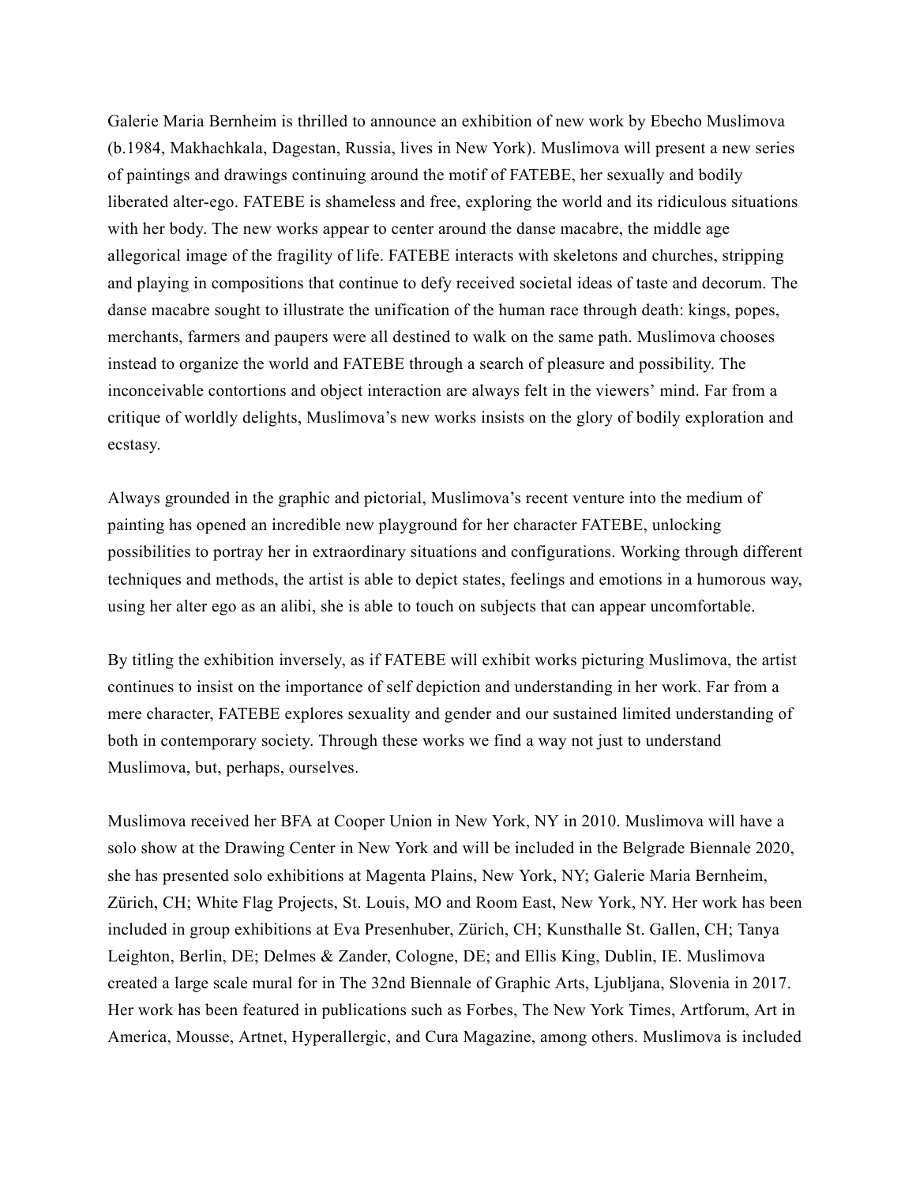Galerie Maria Bernheim is thrilled to announce an exhibition of new work by Ebecho Muslimova (b.1984, Makhachkala, Dagestan, Russia, lives in New York). Muslimova will present a new series of paintings and drawings continuing around the motif of FATEBE, her sexually and bodily liberated alter-ego. FATEBE is shameless and free, exploring the world and its ridiculous situations with her body. The new works appear to center around the danse macabre, the middle age allegorical image of the fragility of life. FATEBE interacts with skeletons and churches, stripping and playing in compositions that continue to defy received societal ideas of taste and decorum. The danse macabre sought to illustrate the unification of the human race through death: kings, popes, merchants, farmers and paupers were all destined to walk on the same path. Muslimova chooses instead to organize the world and FATEBE through a search of pleasure and possibility. The inconceivable contortions and object interaction are always felt in the viewers' mind. Far from a critique of worldly delights, Muslimova's new works insists on the glory of bodily exploration and ecstasy.

Always grounded in the graphic and pictorial, Muslimova's recent venture into the medium of painting has opened an incredible new playground for her character FATEBE, unlocking possibilities to portray her in extraordinary situations and configurations. Working through different techniques and methods, the artist is able to depict states, feelings and emotions in a humorous way, using her alter ego as an alibi, she is able to touch on subjects that can appear uncomfortable.

By titling the exhibition inversely, as if FATEBE will exhibit works picturing Muslimova, the artist continues to insist on the importance of self depiction and understanding in her work. Far from a mere character, FATEBE explores sexuality and gender and our sustained limited understanding of both in contemporary society. Through these works we find a way not just to understand Muslimova, but, perhaps, ourselves.

Muslimova received her BFA at Cooper Union in New York, NY in 2010. Muslimova will have a solo show at the Drawing Center in New York and will be included in the Belgrade Biennale 2020, she has presented solo exhibitions at Magenta Plains, New York, NY; Galerie Maria Bernheim, Zürich, CH; White Flag Projects, St. Louis, MO and Room East, New York, NY. Her work has been included in group exhibitions at Eva Presenhuber, Zürich, CH; Kunsthalle St. Gallen, CH; Tanya Leighton, Berlin, DE; Delmes & Zander, Cologne, DE; and Ellis King, Dublin, IE. Muslimova created a large scale mural for in The 32nd Biennale of Graphic Arts, Ljubljana, Slovenia in 2017. Her work has been featured in publications such as Forbes, The New York Times, Artforum, Art in America, Mousse, Artnet, Hyperallergic, and Cura Magazine, among others. Muslimova is included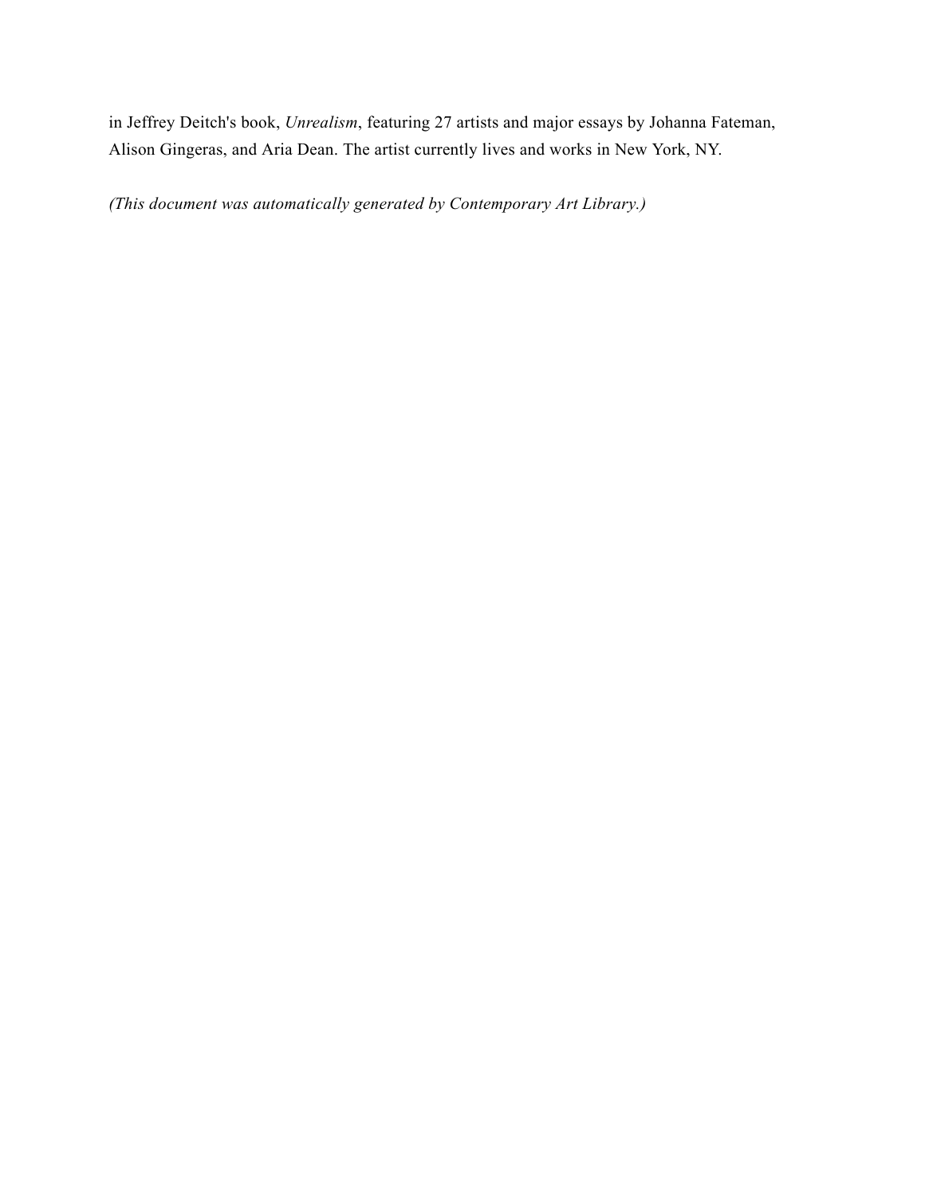in Jeffrey Deitch's book, *Unrealism*, featuring 27 artists and major essays by Johanna Fateman, Alison Gingeras, and Aria Dean. The artist currently lives and works in New York, NY.

*(This document was automatically generated by Contemporary Art Library.)*